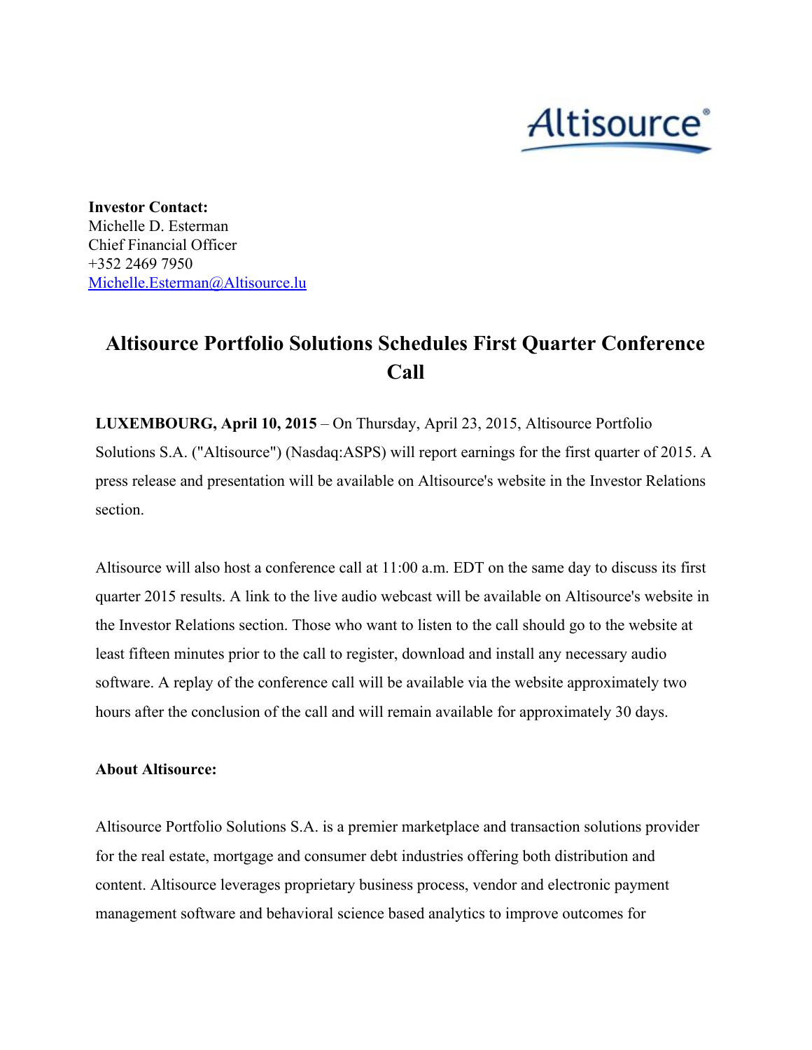**Investor Contact:**
Michelle D. Esterman
Chief Financial Officer
+352 2469 7950
Michelle.Esterman@Altisource.lu

# Altisource Portfolio Solutions Schedules First Quarter Conference Call

**LUXEMBOURG, April 10, 2015** – On Thursday, April 23, 2015, Altisource Portfolio Solutions S.A. ("Altisource") (Nasdaq:ASPS) will report earnings for the first quarter of 2015. A press release and presentation will be available on Altisource's website in the Investor Relations section.

Altisource will also host a conference call at 11:00 a.m. EDT on the same day to discuss its first quarter 2015 results. A link to the live audio webcast will be available on Altisource's website in the Investor Relations section. Those who want to listen to the call should go to the website at least fifteen minutes prior to the call to register, download and install any necessary audio software. A replay of the conference call will be available via the website approximately two hours after the conclusion of the call and will remain available for approximately 30 days.

**About Altisource:**

Altisource Portfolio Solutions S.A. is a premier marketplace and transaction solutions provider for the real estate, mortgage and consumer debt industries offering both distribution and content. Altisource leverages proprietary business process, vendor and electronic payment management software and behavioral science based analytics to improve outcomes for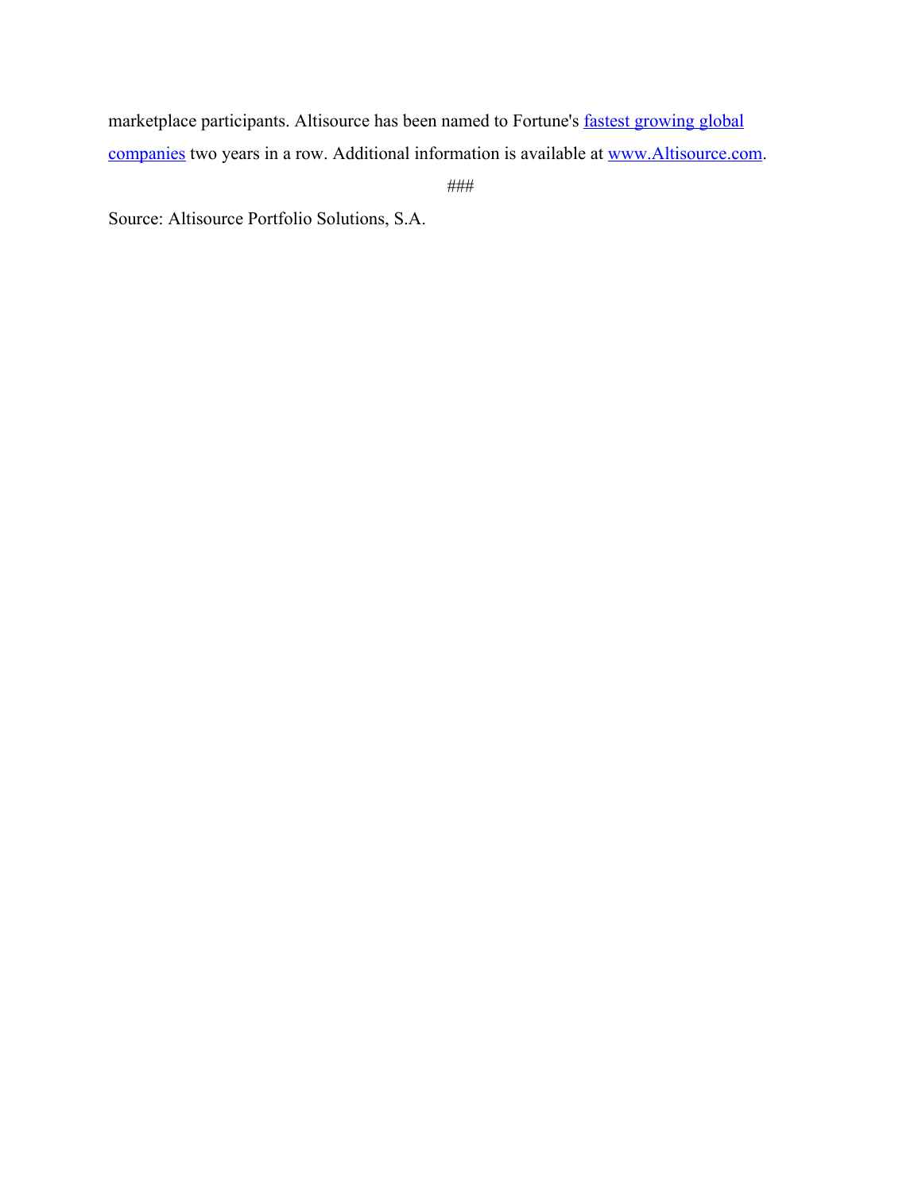marketplace participants. Altisource has been named to Fortune's fastest growing global companies two years in a row. Additional information is available at www.Altisource.com.

###

Source: Altisource Portfolio Solutions, S.A.